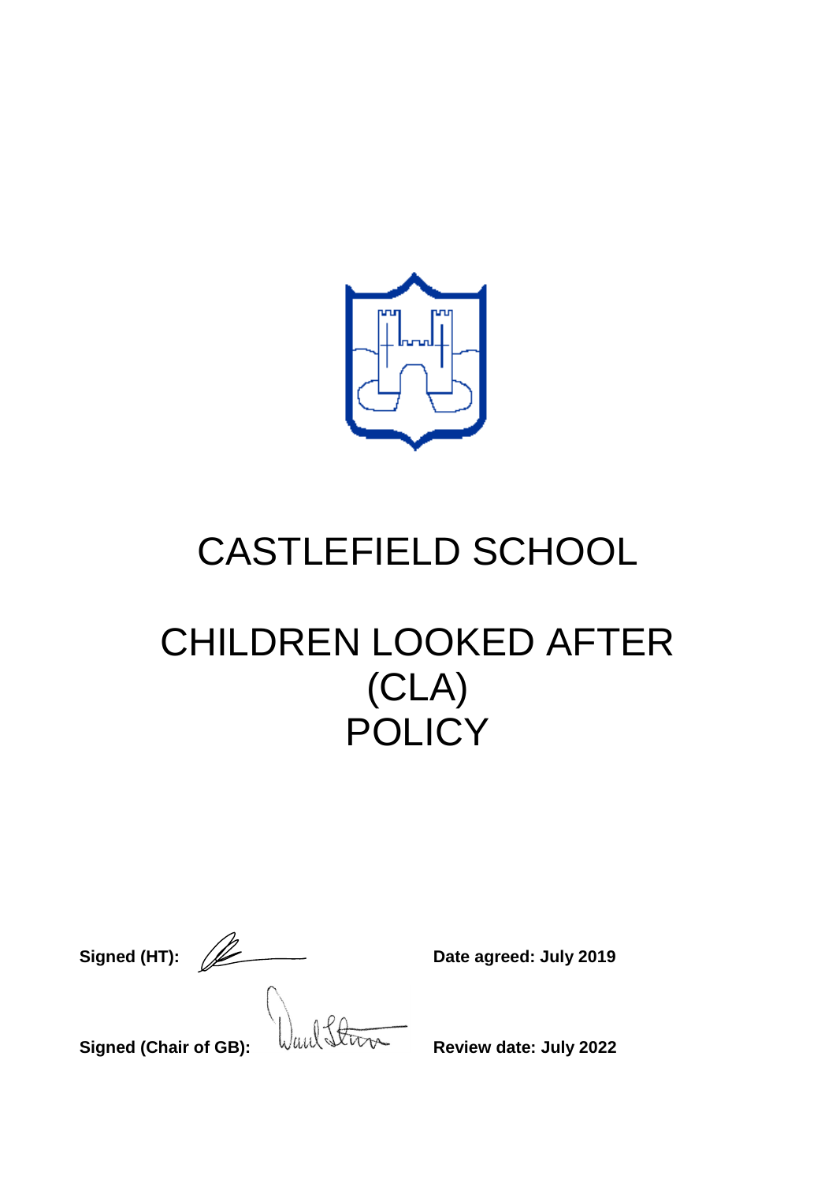# CASTLEFIELD SCHOOL

# CHILDREN LOOKED AFTER (CLA) POLICY

**Signed (HT):** **Date agreed: July 2019**

**Signed (Chair of GB):** **Review date: July 2022**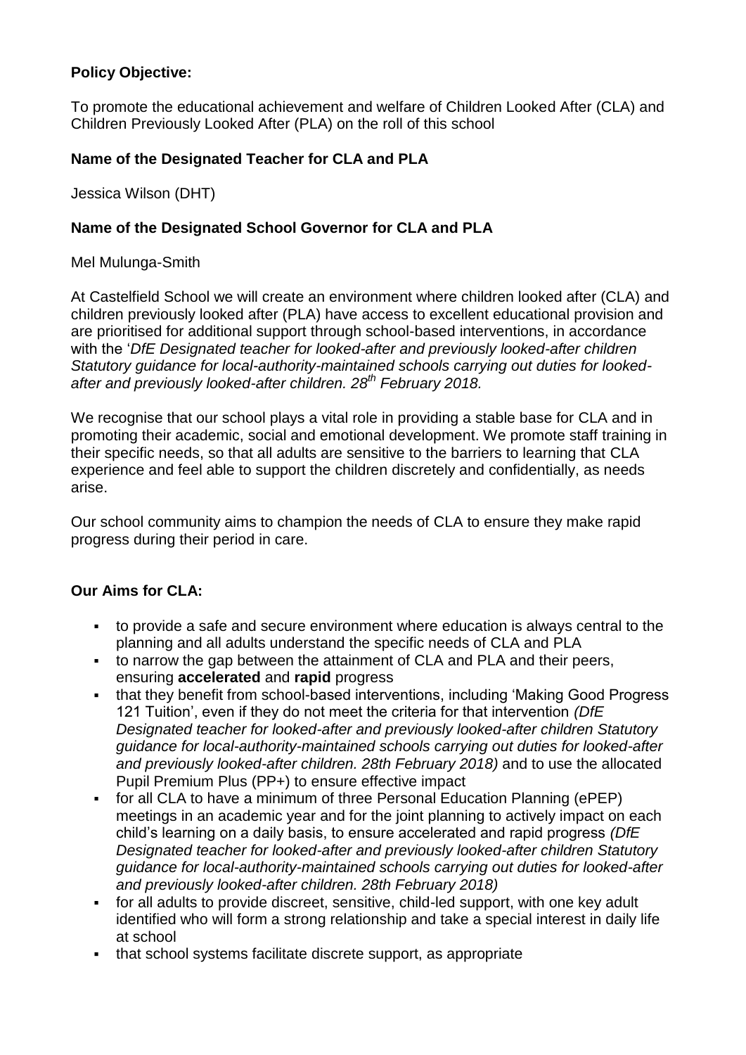**Policy Objective:**

To promote the educational achievement and welfare of Children Looked After (CLA) and Children Previously Looked After (PLA) on the roll of this school

**Name of the Designated Teacher for CLA and PLA**

Jessica Wilson (DHT)

**Name of the Designated School Governor for CLA and PLA**

Mel Mulunga-Smith

At Castelfield School we will create an environment where children looked after (CLA) and children previously looked after (PLA) have access to excellent educational provision and are prioritised for additional support through school-based interventions, in accordance with the '*DfE Designated teacher for looked-after and previously looked-after children Statutory guidance for local-authority-maintained schools carrying out duties for looked-after and previously looked-after children. 28th February 2018.*

We recognise that our school plays a vital role in providing a stable base for CLA and in promoting their academic, social and emotional development. We promote staff training in their specific needs, so that all adults are sensitive to the barriers to learning that CLA experience and feel able to support the children discretely and confidentially, as needs arise.

Our school community aims to champion the needs of CLA to ensure they make rapid progress during their period in care.

**Our Aims for CLA:**

- to provide a safe and secure environment where education is always central to the planning and all adults understand the specific needs of CLA and PLA
- to narrow the gap between the attainment of CLA and PLA and their peers, ensuring **accelerated** and **rapid** progress
- that they benefit from school-based interventions, including 'Making Good Progress 121 Tuition', even if they do not meet the criteria for that intervention *(DfE Designated teacher for looked-after and previously looked-after children Statutory guidance for local-authority-maintained schools carrying out duties for looked-after and previously looked-after children. 28th February 2018)* and to use the allocated Pupil Premium Plus (PP+) to ensure effective impact
- for all CLA to have a minimum of three Personal Education Planning (ePEP) meetings in an academic year and for the joint planning to actively impact on each child's learning on a daily basis, to ensure accelerated and rapid progress *(DfE Designated teacher for looked-after and previously looked-after children Statutory guidance for local-authority-maintained schools carrying out duties for looked-after and previously looked-after children. 28th February 2018)*
- for all adults to provide discreet, sensitive, child-led support, with one key adult identified who will form a strong relationship and take a special interest in daily life at school
- that school systems facilitate discrete support, as appropriate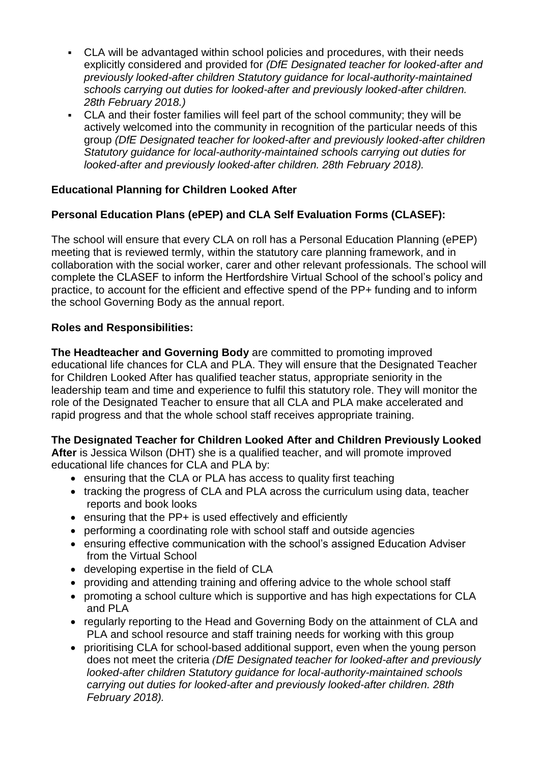- CLA will be advantaged within school policies and procedures, with their needs explicitly considered and provided for *(DfE Designated teacher for looked-after and previously looked-after children Statutory guidance for local-authority-maintained schools carrying out duties for looked-after and previously looked-after children. 28th February 2018.)*
- CLA and their foster families will feel part of the school community; they will be actively welcomed into the community in recognition of the particular needs of this group *(DfE Designated teacher for looked-after and previously looked-after children Statutory guidance for local-authority-maintained schools carrying out duties for looked-after and previously looked-after children. 28th February 2018).*

**Educational Planning for Children Looked After**

**Personal Education Plans (ePEP) and CLA Self Evaluation Forms (CLASEF):**

The school will ensure that every CLA on roll has a Personal Education Planning (ePEP) meeting that is reviewed termly, within the statutory care planning framework, and in collaboration with the social worker, carer and other relevant professionals. The school will complete the CLASEF to inform the Hertfordshire Virtual School of the school's policy and practice, to account for the efficient and effective spend of the PP+ funding and to inform the school Governing Body as the annual report.

**Roles and Responsibilities:**

**The Headteacher and Governing Body** are committed to promoting improved educational life chances for CLA and PLA. They will ensure that the Designated Teacher for Children Looked After has qualified teacher status, appropriate seniority in the leadership team and time and experience to fulfil this statutory role. They will monitor the role of the Designated Teacher to ensure that all CLA and PLA make accelerated and rapid progress and that the whole school staff receives appropriate training.

**The Designated Teacher for Children Looked After and Children Previously Looked After** is Jessica Wilson (DHT) she is a qualified teacher, and will promote improved educational life chances for CLA and PLA by:

- ensuring that the CLA or PLA has access to quality first teaching
- tracking the progress of CLA and PLA across the curriculum using data, teacher reports and book looks
- ensuring that the PP+ is used effectively and efficiently
- performing a coordinating role with school staff and outside agencies
- ensuring effective communication with the school's assigned Education Adviser from the Virtual School
- developing expertise in the field of CLA
- providing and attending training and offering advice to the whole school staff
- promoting a school culture which is supportive and has high expectations for CLA and PLA
- regularly reporting to the Head and Governing Body on the attainment of CLA and PLA and school resource and staff training needs for working with this group
- prioritising CLA for school-based additional support, even when the young person does not meet the criteria *(DfE Designated teacher for looked-after and previously looked-after children Statutory guidance for local-authority-maintained schools carrying out duties for looked-after and previously looked-after children. 28th February 2018).*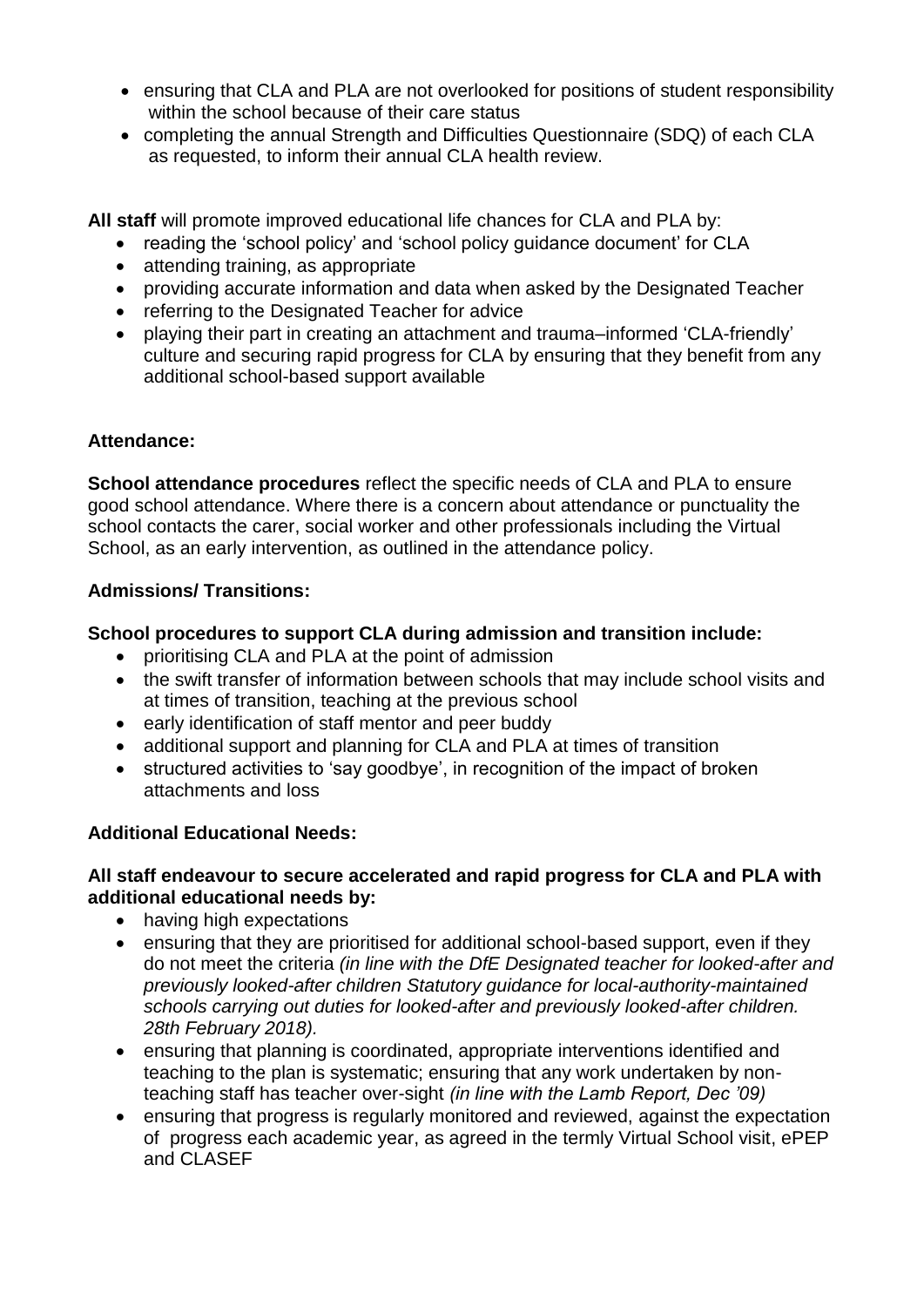- ensuring that CLA and PLA are not overlooked for positions of student responsibility within the school because of their care status
- completing the annual Strength and Difficulties Questionnaire (SDQ) of each CLA as requested, to inform their annual CLA health review.

**All staff** will promote improved educational life chances for CLA and PLA by:

- reading the 'school policy' and 'school policy guidance document' for CLA
- attending training, as appropriate
- providing accurate information and data when asked by the Designated Teacher
- referring to the Designated Teacher for advice
- playing their part in creating an attachment and trauma–informed 'CLA-friendly' culture and securing rapid progress for CLA by ensuring that they benefit from any additional school-based support available

**Attendance:**

**School attendance procedures** reflect the specific needs of CLA and PLA to ensure good school attendance. Where there is a concern about attendance or punctuality the school contacts the carer, social worker and other professionals including the Virtual School, as an early intervention, as outlined in the attendance policy.

**Admissions/ Transitions:**

**School procedures to support CLA during admission and transition include:**

- prioritising CLA and PLA at the point of admission
- the swift transfer of information between schools that may include school visits and at times of transition, teaching at the previous school
- early identification of staff mentor and peer buddy
- additional support and planning for CLA and PLA at times of transition
- structured activities to 'say goodbye', in recognition of the impact of broken attachments and loss

**Additional Educational Needs:**

**All staff endeavour to secure accelerated and rapid progress for CLA and PLA with additional educational needs by:**

- having high expectations
- ensuring that they are prioritised for additional school-based support, even if they do not meet the criteria *(in line with the DfE Designated teacher for looked-after and previously looked-after children Statutory guidance for local-authority-maintained schools carrying out duties for looked-after and previously looked-after children. 28th February 2018).*
- ensuring that planning is coordinated, appropriate interventions identified and teaching to the plan is systematic; ensuring that any work undertaken by non-teaching staff has teacher over-sight *(in line with the Lamb Report, Dec '09)*
- ensuring that progress is regularly monitored and reviewed, against the expectation of progress each academic year, as agreed in the termly Virtual School visit, ePEP and CLASEF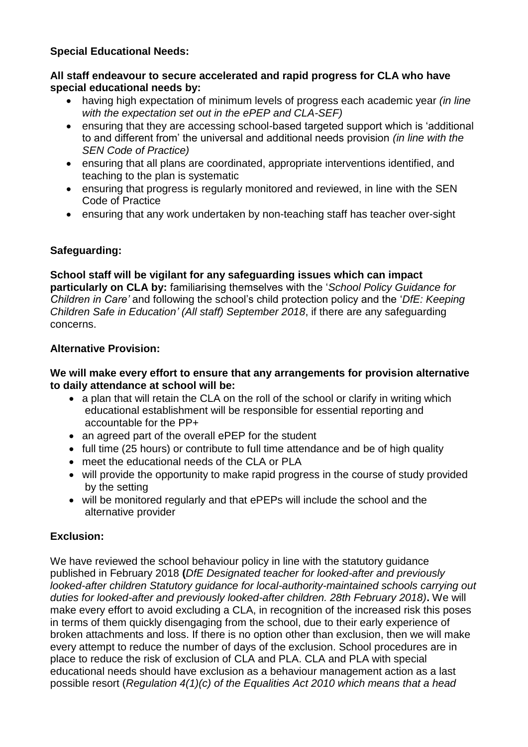**Special Educational Needs:**

**All staff endeavour to secure accelerated and rapid progress for CLA who have special educational needs by:**

- having high expectation of minimum levels of progress each academic year *(in line with the expectation set out in the ePEP and CLA-SEF)*
- ensuring that they are accessing school-based targeted support which is 'additional to and different from' the universal and additional needs provision *(in line with the SEN Code of Practice)*
- ensuring that all plans are coordinated, appropriate interventions identified, and teaching to the plan is systematic
- ensuring that progress is regularly monitored and reviewed, in line with the SEN Code of Practice
- ensuring that any work undertaken by non-teaching staff has teacher over-sight

**Safeguarding:**

**School staff will be vigilant for any safeguarding issues which can impact particularly on CLA by:** familiarising themselves with the '*School Policy Guidance for Children in Care'* and following the school's child protection policy and the '*DfE: Keeping Children Safe in Education' (All staff) September 2018*, if there are any safeguarding concerns.

**Alternative Provision:**

**We will make every effort to ensure that any arrangements for provision alternative to daily attendance at school will be:**

- a plan that will retain the CLA on the roll of the school or clarify in writing which educational establishment will be responsible for essential reporting and accountable for the PP+
- an agreed part of the overall ePEP for the student
- full time (25 hours) or contribute to full time attendance and be of high quality
- meet the educational needs of the CLA or PLA
- will provide the opportunity to make rapid progress in the course of study provided by the setting
- will be monitored regularly and that ePEPs will include the school and the alternative provider

**Exclusion:**

We have reviewed the school behaviour policy in line with the statutory guidance published in February 2018 **(***DfE Designated teacher for looked-after and previously looked-after children Statutory guidance for local-authority-maintained schools carrying out duties for looked-after and previously looked-after children. 28th February 2018)***.** We will make every effort to avoid excluding a CLA, in recognition of the increased risk this poses in terms of them quickly disengaging from the school, due to their early experience of broken attachments and loss. If there is no option other than exclusion, then we will make every attempt to reduce the number of days of the exclusion. School procedures are in place to reduce the risk of exclusion of CLA and PLA. CLA and PLA with special educational needs should have exclusion as a behaviour management action as a last possible resort (*Regulation 4(1)(c) of the Equalities Act 2010 which means that a head*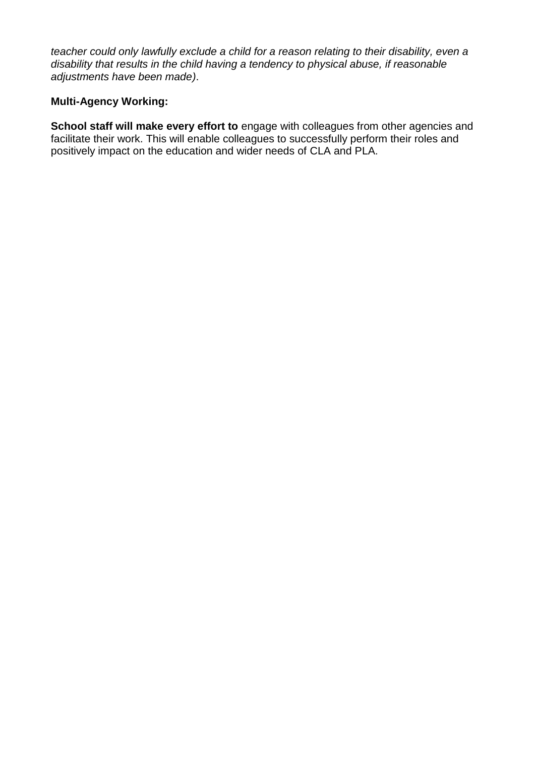*teacher could only lawfully exclude a child for a reason relating to their disability, even a disability that results in the child having a tendency to physical abuse, if reasonable adjustments have been made)*.

**Multi-Agency Working:**

**School staff will make every effort to** engage with colleagues from other agencies and facilitate their work. This will enable colleagues to successfully perform their roles and positively impact on the education and wider needs of CLA and PLA.